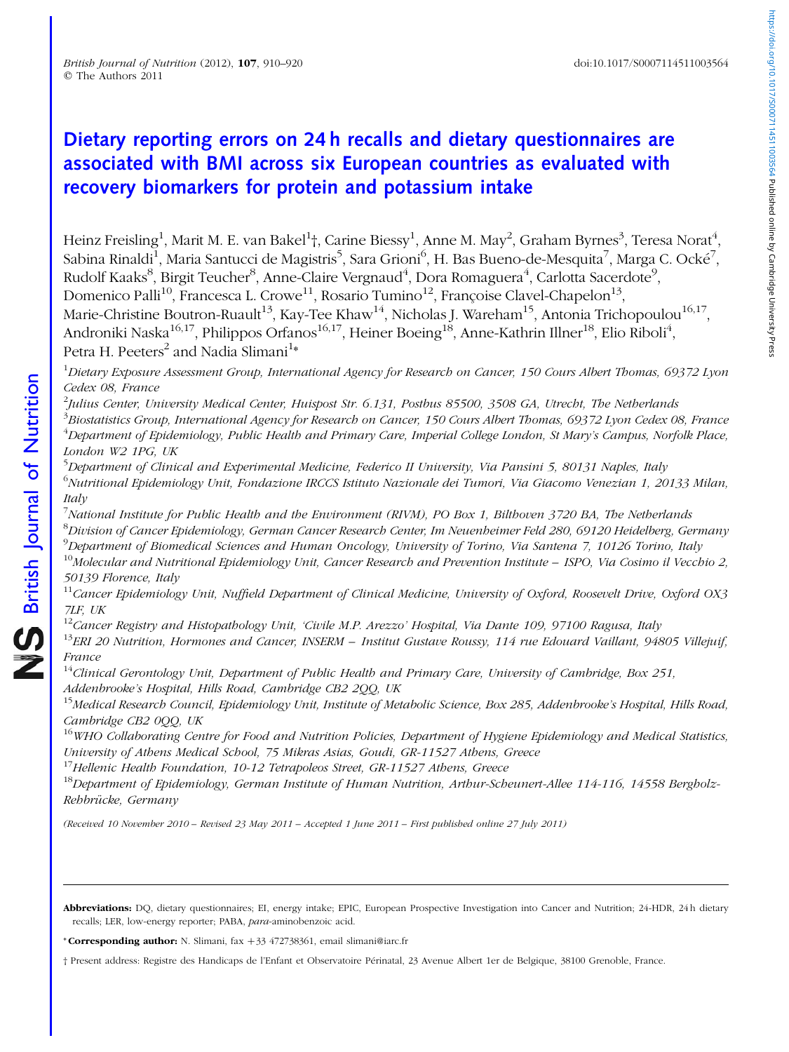# Dietary reporting errors on 24 h recalls and dietary questionnaires are associated with BMI across six European countries as evaluated with recovery biomarkers for protein and potassium intake

Heinz Freisling[1], Marit M. E. van Bakel[1]†, Carine Biessy[1], Anne M. May[2], Graham Byrnes[3], Teresa Norat[4], Sabina Rinaldi[1], Maria Santucci de Magistris[5], Sara Grioni[6], H. Bas Bueno-de-Mesquita[7], Marga C. Ocké[7], Rudolf Kaaks[8], Birgit Teucher[8], Anne-Claire Vergnaud[4], Dora Romaguera[4], Carlotta Sacerdote[9], Domenico Palli[10], Francesca L. Crowe[11], Rosario Tumino[12], Françoise Clavel-Chapelon[13], Marie-Christine Boutron-Ruault[13], Kay-Tee Khaw[14], Nicholas J. Wareham[15], Antonia Trichopoulou[16,17], Androniki Naska[16,17], Philippos Orfanos[16,17], Heiner Boeing[18], Anne-Kathrin Illner[18], Elio Riboli[4], Petra H. Peeters[2] and Nadia Slimani[1]*

[1]*Dietary Exposure Assessment Group, International Agency for Research on Cancer, 150 Cours Albert Thomas, 69372 Lyon Cedex 08, France*

[2]*Julius Center, University Medical Center, Huispost Str. 6.131, Postbus 85500, 3508 GA, Utrecht, The Netherlands*

[3]*Biostatistics Group, International Agency for Research on Cancer, 150 Cours Albert Thomas, 69372 Lyon Cedex 08, France*

[4]*Department of Epidemiology, Public Health and Primary Care, Imperial College London, St Mary's Campus, Norfolk Place, London W2 1PG, UK*

[5]*Department of Clinical and Experimental Medicine, Federico II University, Via Pansini 5, 80131 Naples, Italy*

[6]*Nutritional Epidemiology Unit, Fondazione IRCCS Istituto Nazionale dei Tumori, Via Giacomo Venezian 1, 20133 Milan, Italy*

[7]*National Institute for Public Health and the Environment (RIVM), PO Box 1, Bilthoven 3720 BA, The Netherlands*

[8]*Division of Cancer Epidemiology, German Cancer Research Center, Im Neuenheimer Feld 280, 69120 Heidelberg, Germany*

[9]*Department of Biomedical Sciences and Human Oncology, University of Torino, Via Santena 7, 10126 Torino, Italy*

[10]*Molecular and Nutritional Epidemiology Unit, Cancer Research and Prevention Institute – ISPO, Via Cosimo il Vecchio 2, 50139 Florence, Italy*

[11]*Cancer Epidemiology Unit, Nuffield Department of Clinical Medicine, University of Oxford, Roosevelt Drive, Oxford OX3 7LF, UK*

[12]*Cancer Registry and Histopathology Unit, 'Civile M.P. Arezzo' Hospital, Via Dante 109, 97100 Ragusa, Italy*

[13]*ERI 20 Nutrition, Hormones and Cancer, INSERM – Institut Gustave Roussy, 114 rue Edouard Vaillant, 94805 Villejuif, France*

[14]*Clinical Gerontology Unit, Department of Public Health and Primary Care, University of Cambridge, Box 251, Addenbrooke's Hospital, Hills Road, Cambridge CB2 2QQ, UK*

[15]*Medical Research Council, Epidemiology Unit, Institute of Metabolic Science, Box 285, Addenbrooke's Hospital, Hills Road, Cambridge CB2 0QQ, UK*

[16]*WHO Collaborating Centre for Food and Nutrition Policies, Department of Hygiene Epidemiology and Medical Statistics, University of Athens Medical School, 75 Mikras Asias, Goudi, GR-11527 Athens, Greece*

[17]*Hellenic Health Foundation, 10-12 Tetrapoleos Street, GR-11527 Athens, Greece*

[18]*Department of Epidemiology, German Institute of Human Nutrition, Arthur-Scheunert-Allee 114-116, 14558 Bergholz-Rehbrücke, Germany*

*(Received 10 November 2010 – Revised 23 May 2011 – Accepted 1 June 2011 – First published online 27 July 2011)*

---

**Abbreviations:** DQ, dietary questionnaires; EI, energy intake; EPIC, European Prospective Investigation into Cancer and Nutrition; 24-HDR, 24 h dietary recalls; LER, low-energy reporter; PABA, *para*-aminobenzoic acid.

***Corresponding author:** N. Slimani, fax +33 472738361, email slimani@iarc.fr

† Present address: Registre des Handicaps de l'Enfant et Observatoire Périnatal, 23 Avenue Albert 1er de Belgique, 38100 Grenoble, France.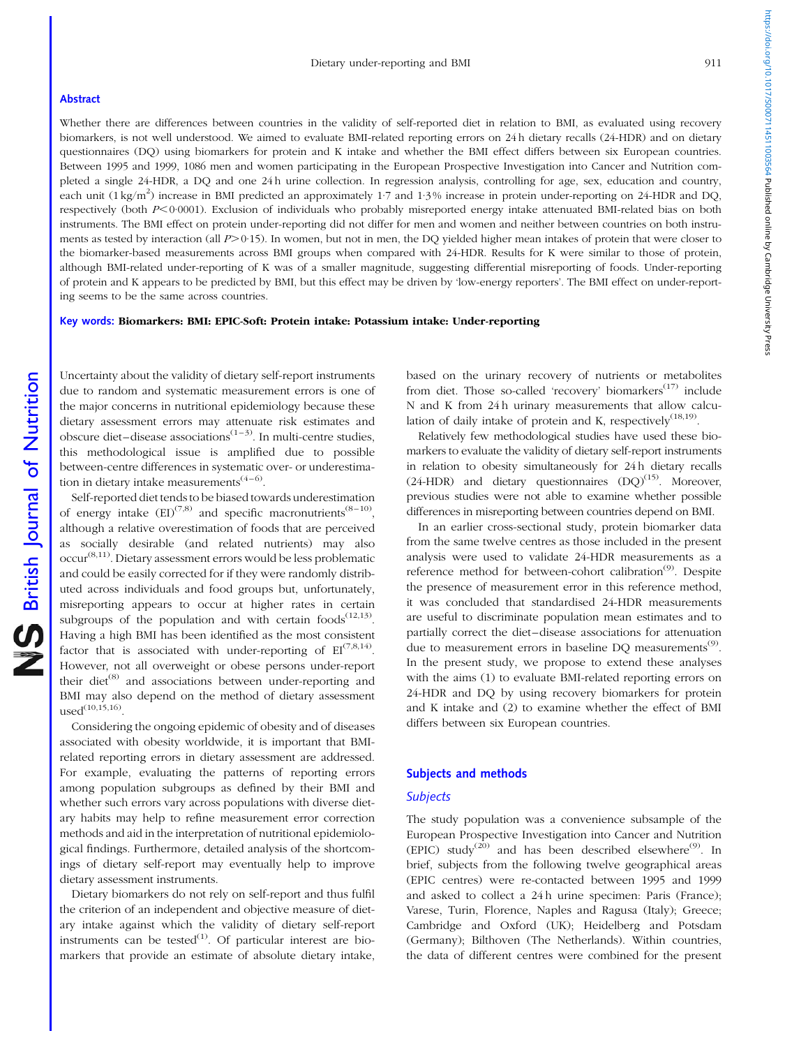## Abstract

Whether there are differences between countries in the validity of self-reported diet in relation to BMI, as evaluated using recovery biomarkers, is not well understood. We aimed to evaluate BMI-related reporting errors on 24 h dietary recalls (24-HDR) and on dietary questionnaires (DQ) using biomarkers for protein and K intake and whether the BMI effect differs between six European countries. Between 1995 and 1999, 1086 men and women participating in the European Prospective Investigation into Cancer and Nutrition completed a single 24-HDR, a DQ and one 24 h urine collection. In regression analysis, controlling for age, sex, education and country, each unit (1 kg/m$^2$) increase in BMI predicted an approximately 1·7 and 1·3 % increase in protein under-reporting on 24-HDR and DQ, respectively (both $P<0·0001$). Exclusion of individuals who probably misreported energy intake attenuated BMI-related bias on both instruments. The BMI effect on protein under-reporting did not differ for men and women and neither between countries on both instruments as tested by interaction (all $P>0·15$). In women, but not in men, the DQ yielded higher mean intakes of protein that were closer to the biomarker-based measurements across BMI groups when compared with 24-HDR. Results for K were similar to those of protein, although BMI-related under-reporting of K was of a smaller magnitude, suggesting differential misreporting of foods. Under-reporting of protein and K appears to be predicted by BMI, but this effect may be driven by 'low-energy reporters'. The BMI effect on under-reporting seems to be the same across countries.

**Key words:** **Biomarkers: BMI: EPIC-Soft: Protein intake: Potassium intake: Under-reporting**

Uncertainty about the validity of dietary self-report instruments due to random and systematic measurement errors is one of the major concerns in nutritional epidemiology because these dietary assessment errors may attenuate risk estimates and obscure diet–disease associations[1–3]. In multi-centre studies, this methodological issue is amplified due to possible between-centre differences in systematic over- or underestimation in dietary intake measurements[4–6].

Self-reported diet tends to be biased towards underestimation of energy intake (EI)[7,8] and specific macronutrients[8–10], although a relative overestimation of foods that are perceived as socially desirable (and related nutrients) may also occur[8,11]. Dietary assessment errors would be less problematic and could be easily corrected for if they were randomly distributed across individuals and food groups but, unfortunately, misreporting appears to occur at higher rates in certain subgroups of the population and with certain foods[12,13]. Having a high BMI has been identified as the most consistent factor that is associated with under-reporting of EI[7,8,14]. However, not all overweight or obese persons under-report their diet[8] and associations between under-reporting and BMI may also depend on the method of dietary assessment used[10,15,16].

Considering the ongoing epidemic of obesity and of diseases associated with obesity worldwide, it is important that BMI-related reporting errors in dietary assessment are addressed. For example, evaluating the patterns of reporting errors among population subgroups as defined by their BMI and whether such errors vary across populations with diverse dietary habits may help to refine measurement error correction methods and aid in the interpretation of nutritional epidemiological findings. Furthermore, detailed analysis of the shortcomings of dietary self-report may eventually help to improve dietary assessment instruments.

Dietary biomarkers do not rely on self-report and thus fulfil the criterion of an independent and objective measure of dietary intake against which the validity of dietary self-report instruments can be tested[1]. Of particular interest are biomarkers that provide an estimate of absolute dietary intake, based on the urinary recovery of nutrients or metabolites from diet. Those so-called 'recovery' biomarkers[17] include N and K from 24 h urinary measurements that allow calculation of daily intake of protein and K, respectively[18,19].

Relatively few methodological studies have used these biomarkers to evaluate the validity of dietary self-report instruments in relation to obesity simultaneously for 24 h dietary recalls (24-HDR) and dietary questionnaires (DQ)[15]. Moreover, previous studies were not able to examine whether possible differences in misreporting between countries depend on BMI.

In an earlier cross-sectional study, protein biomarker data from the same twelve centres as those included in the present analysis were used to validate 24-HDR measurements as a reference method for between-cohort calibration[9]. Despite the presence of measurement error in this reference method, it was concluded that standardised 24-HDR measurements are useful to discriminate population mean estimates and to partially correct the diet–disease associations for attenuation due to measurement errors in baseline DQ measurements[9]. In the present study, we propose to extend these analyses with the aims (1) to evaluate BMI-related reporting errors on 24-HDR and DQ by using recovery biomarkers for protein and K intake and (2) to examine whether the effect of BMI differs between six European countries.

## Subjects and methods

### *Subjects*

The study population was a convenience subsample of the European Prospective Investigation into Cancer and Nutrition (EPIC) study[20] and has been described elsewhere[9]. In brief, subjects from the following twelve geographical areas (EPIC centres) were re-contacted between 1995 and 1999 and asked to collect a 24 h urine specimen: Paris (France); Varese, Turin, Florence, Naples and Ragusa (Italy); Greece; Cambridge and Oxford (UK); Heidelberg and Potsdam (Germany); Bilthoven (The Netherlands). Within countries, the data of different centres were combined for the present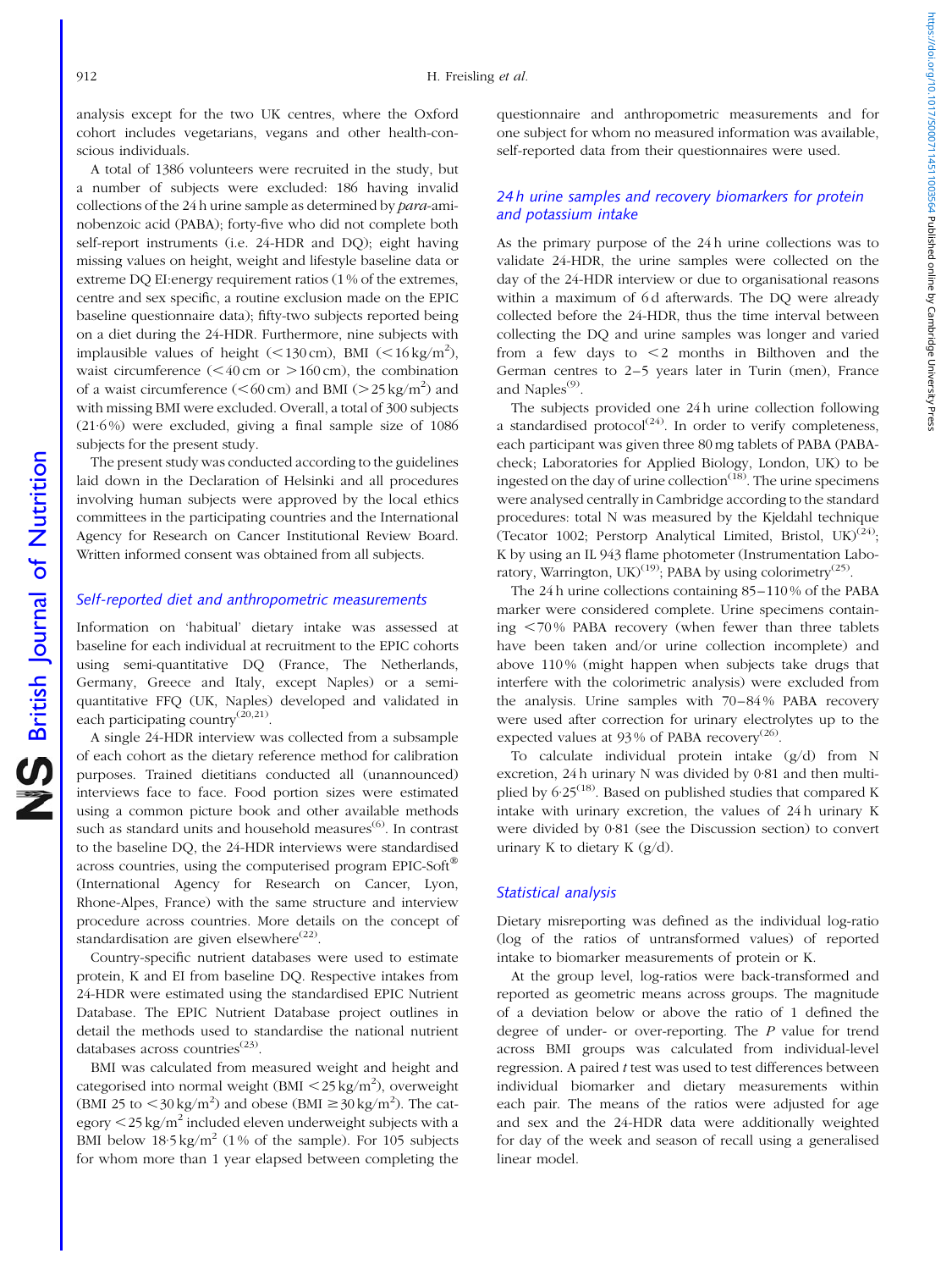analysis except for the two UK centres, where the Oxford cohort includes vegetarians, vegans and other health-conscious individuals.

A total of 1386 volunteers were recruited in the study, but a number of subjects were excluded: 186 having invalid collections of the 24 h urine sample as determined by *para*-aminobenzoic acid (PABA); forty-five who did not complete both self-report instruments (i.e. 24-HDR and DQ); eight having missing values on height, weight and lifestyle baseline data or extreme DQ EI:energy requirement ratios (1 % of the extremes, centre and sex specific, a routine exclusion made on the EPIC baseline questionnaire data); fifty-two subjects reported being on a diet during the 24-HDR. Furthermore, nine subjects with implausible values of height (<130 cm), BMI (<16 kg/m$^2$), waist circumference (<40 cm or >160 cm), the combination of a waist circumference (<60 cm) and BMI (>25 kg/m$^2$) and with missing BMI were excluded. Overall, a total of 300 subjects (21·6 %) were excluded, giving a final sample size of 1086 subjects for the present study.

The present study was conducted according to the guidelines laid down in the Declaration of Helsinki and all procedures involving human subjects were approved by the local ethics committees in the participating countries and the International Agency for Research on Cancer Institutional Review Board. Written informed consent was obtained from all subjects.

### Self-reported diet and anthropometric measurements

Information on 'habitual' dietary intake was assessed at baseline for each individual at recruitment to the EPIC cohorts using semi-quantitative DQ (France, The Netherlands, Germany, Greece and Italy, except Naples) or a semi-quantitative FFQ (UK, Naples) developed and validated in each participating country[20,21].

A single 24-HDR interview was collected from a subsample of each cohort as the dietary reference method for calibration purposes. Trained dietitians conducted all (unannounced) interviews face to face. Food portion sizes were estimated using a common picture book and other available methods such as standard units and household measures[6]. In contrast to the baseline DQ, the 24-HDR interviews were standardised across countries, using the computerised program EPIC-Soft® (International Agency for Research on Cancer, Lyon, Rhone-Alpes, France) with the same structure and interview procedure across countries. More details on the concept of standardisation are given elsewhere[22].

Country-specific nutrient databases were used to estimate protein, K and EI from baseline DQ. Respective intakes from 24-HDR were estimated using the standardised EPIC Nutrient Database. The EPIC Nutrient Database project outlines in detail the methods used to standardise the national nutrient databases across countries[23].

BMI was calculated from measured weight and height and categorised into normal weight (BMI <25 kg/m$^2$), overweight (BMI 25 to <30 kg/m$^2$) and obese (BMI ≥30 kg/m$^2$). The category <25 kg/m$^2$ included eleven underweight subjects with a BMI below 18·5 kg/m$^2$ (1 % of the sample). For 105 subjects for whom more than 1 year elapsed between completing the questionnaire and anthropometric measurements and for one subject for whom no measured information was available, self-reported data from their questionnaires were used.

### 24 h urine samples and recovery biomarkers for protein and potassium intake

As the primary purpose of the 24 h urine collections was to validate 24-HDR, the urine samples were collected on the day of the 24-HDR interview or due to organisational reasons within a maximum of 6 d afterwards. The DQ were already collected before the 24-HDR, thus the time interval between collecting the DQ and urine samples was longer and varied from a few days to <2 months in Bilthoven and the German centres to 2–5 years later in Turin (men), France and Naples[9].

The subjects provided one 24 h urine collection following a standardised protocol[24]. In order to verify completeness, each participant was given three 80 mg tablets of PABA (PABA-check; Laboratories for Applied Biology, London, UK) to be ingested on the day of urine collection[18]. The urine specimens were analysed centrally in Cambridge according to the standard procedures: total N was measured by the Kjeldahl technique (Tecator 1002; Perstorp Analytical Limited, Bristol, UK)[24]; K by using an IL 943 flame photometer (Instrumentation Laboratory, Warrington, UK)[19]; PABA by using colorimetry[25].

The 24 h urine collections containing 85–110 % of the PABA marker were considered complete. Urine specimens containing <70 % PABA recovery (when fewer than three tablets have been taken and/or urine collection incomplete) and above 110 % (might happen when subjects take drugs that interfere with the colorimetric analysis) were excluded from the analysis. Urine samples with 70–84 % PABA recovery were used after correction for urinary electrolytes up to the expected values at 93 % of PABA recovery[26].

To calculate individual protein intake (g/d) from N excretion, 24 h urinary N was divided by 0·81 and then multiplied by 6·25[18]. Based on published studies that compared K intake with urinary excretion, the values of 24 h urinary K were divided by 0·81 (see the Discussion section) to convert urinary K to dietary K (g/d).

### Statistical analysis

Dietary misreporting was defined as the individual log-ratio (log of the ratios of untransformed values) of reported intake to biomarker measurements of protein or K.

At the group level, log-ratios were back-transformed and reported as geometric means across groups. The magnitude of a deviation below or above the ratio of 1 defined the degree of under- or over-reporting. The $P$ value for trend across BMI groups was calculated from individual-level regression. A paired $t$ test was used to test differences between individual biomarker and dietary measurements within each pair. The means of the ratios were adjusted for age and sex and the 24-HDR data were additionally weighted for day of the week and season of recall using a generalised linear model.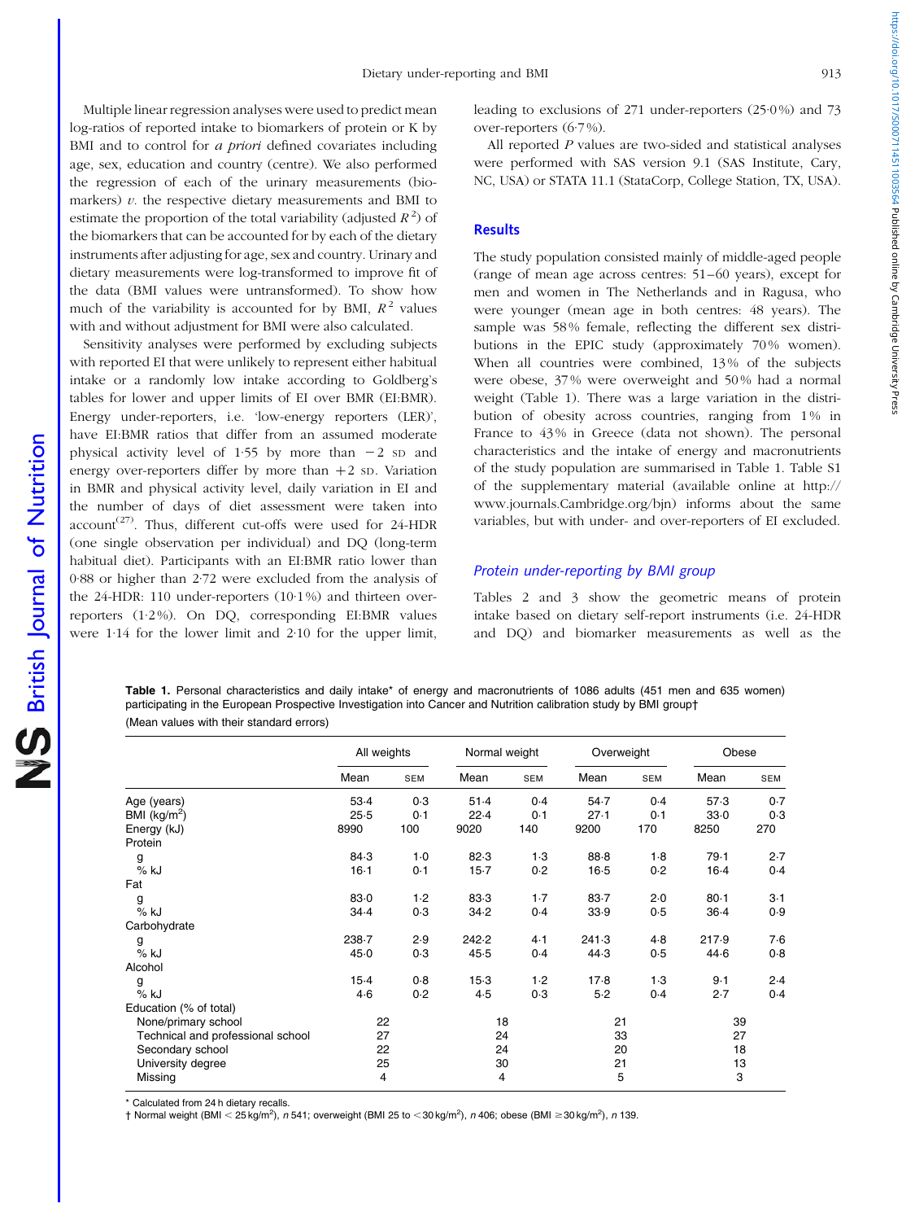Multiple linear regression analyses were used to predict mean log-ratios of reported intake to biomarkers of protein or K by BMI and to control for *a priori* defined covariates including age, sex, education and country (centre). We also performed the regression of each of the urinary measurements (biomarkers) *v.* the respective dietary measurements and BMI to estimate the proportion of the total variability (adjusted $R^2$) of the biomarkers that can be accounted for by each of the dietary instruments after adjusting for age, sex and country. Urinary and dietary measurements were log-transformed to improve fit of the data (BMI values were untransformed). To show how much of the variability is accounted for by BMI, $R^2$ values with and without adjustment for BMI were also calculated.

Sensitivity analyses were performed by excluding subjects with reported EI that were unlikely to represent either habitual intake or a randomly low intake according to Goldberg's tables for lower and upper limits of EI over BMR (EI:BMR). Energy under-reporters, i.e. 'low-energy reporters (LER)', have EI:BMR ratios that differ from an assumed moderate physical activity level of 1·55 by more than −2 SD and energy over-reporters differ by more than +2 SD. Variation in BMR and physical activity level, daily variation in EI and the number of days of diet assessment were taken into account[27]. Thus, different cut-offs were used for 24-HDR (one single observation per individual) and DQ (long-term habitual diet). Participants with an EI:BMR ratio lower than 0·88 or higher than 2·72 were excluded from the analysis of the 24-HDR: 110 under-reporters (10·1%) and thirteen over-reporters (1·2%). On DQ, corresponding EI:BMR values were 1·14 for the lower limit and 2·10 for the upper limit, leading to exclusions of 271 under-reporters (25·0%) and 73 over-reporters (6·7%).

All reported *P* values are two-sided and statistical analyses were performed with SAS version 9.1 (SAS Institute, Cary, NC, USA) or STATA 11.1 (StataCorp, College Station, TX, USA).

## Results

The study population consisted mainly of middle-aged people (range of mean age across centres: 51–60 years), except for men and women in The Netherlands and in Ragusa, who were younger (mean age in both centres: 48 years). The sample was 58% female, reflecting the different sex distributions in the EPIC study (approximately 70% women). When all countries were combined, 13% of the subjects were obese, 37% were overweight and 50% had a normal weight (Table 1). There was a large variation in the distribution of obesity across countries, ranging from 1% in France to 43% in Greece (data not shown). The personal characteristics and the intake of energy and macronutrients of the study population are summarised in Table 1. Table S1 of the supplementary material (available online at http://www.journals.Cambridge.org/bjn) informs about the same variables, but with under- and over-reporters of EI excluded.

### Protein under-reporting by BMI group

Tables 2 and 3 show the geometric means of protein intake based on dietary self-report instruments (i.e. 24-HDR and DQ) and biomarker measurements as well as the

**Table 1.** Personal characteristics and daily intake* of energy and macronutrients of 1086 adults (451 men and 635 women) participating in the European Prospective Investigation into Cancer and Nutrition calibration study by BMI group†

(Mean values with their standard errors)

| | All weights | | Normal weight | | Overweight | | Obese | |
|---|---|---|---|---|---|---|---|---|
| | Mean | SEM | Mean | SEM | Mean | SEM | Mean | SEM |
| Age (years) | 53·4 | 0·3 | 51·4 | 0·4 | 54·7 | 0·4 | 57·3 | 0·7 |
| BMI (kg/m²) | 25·5 | 0·1 | 22·4 | 0·1 | 27·1 | 0·1 | 33·0 | 0·3 |
| Energy (kJ) | 8990 | 100 | 9020 | 140 | 9200 | 170 | 8250 | 270 |
| Protein | | | | | | | | |
| g | 84·3 | 1·0 | 82·3 | 1·3 | 88·8 | 1·8 | 79·1 | 2·7 |
| % kJ | 16·1 | 0·1 | 15·7 | 0·2 | 16·5 | 0·2 | 16·4 | 0·4 |
| Fat | | | | | | | | |
| g | 83·0 | 1·2 | 83·3 | 1·7 | 83·7 | 2·0 | 80·1 | 3·1 |
| % kJ | 34·4 | 0·3 | 34·2 | 0·4 | 33·9 | 0·5 | 36·4 | 0·9 |
| Carbohydrate | | | | | | | | |
| g | 238·7 | 2·9 | 242·2 | 4·1 | 241·3 | 4·8 | 217·9 | 7·6 |
| % kJ | 45·0 | 0·3 | 45·5 | 0·4 | 44·3 | 0·5 | 44·6 | 0·8 |
| Alcohol | | | | | | | | |
| g | 15·4 | 0·8 | 15·3 | 1·2 | 17·8 | 1·3 | 9·1 | 2·4 |
| % kJ | 4·6 | 0·2 | 4·5 | 0·3 | 5·2 | 0·4 | 2·7 | 0·4 |
| Education (% of total) | | | | | | | | |
| None/primary school | 22 | | 18 | | 21 | | 39 | |
| Technical and professional school | 27 | | 24 | | 33 | | 27 | |
| Secondary school | 22 | | 24 | | 20 | | 18 | |
| University degree | 25 | | 30 | | 21 | | 13 | |
| Missing | 4 | | 4 | | 5 | | 3 | |

\* Calculated from 24 h dietary recalls.

† Normal weight (BMI < 25 kg/m²), *n* 541; overweight (BMI 25 to < 30 kg/m²), *n* 406; obese (BMI ≥ 30 kg/m²), *n* 139.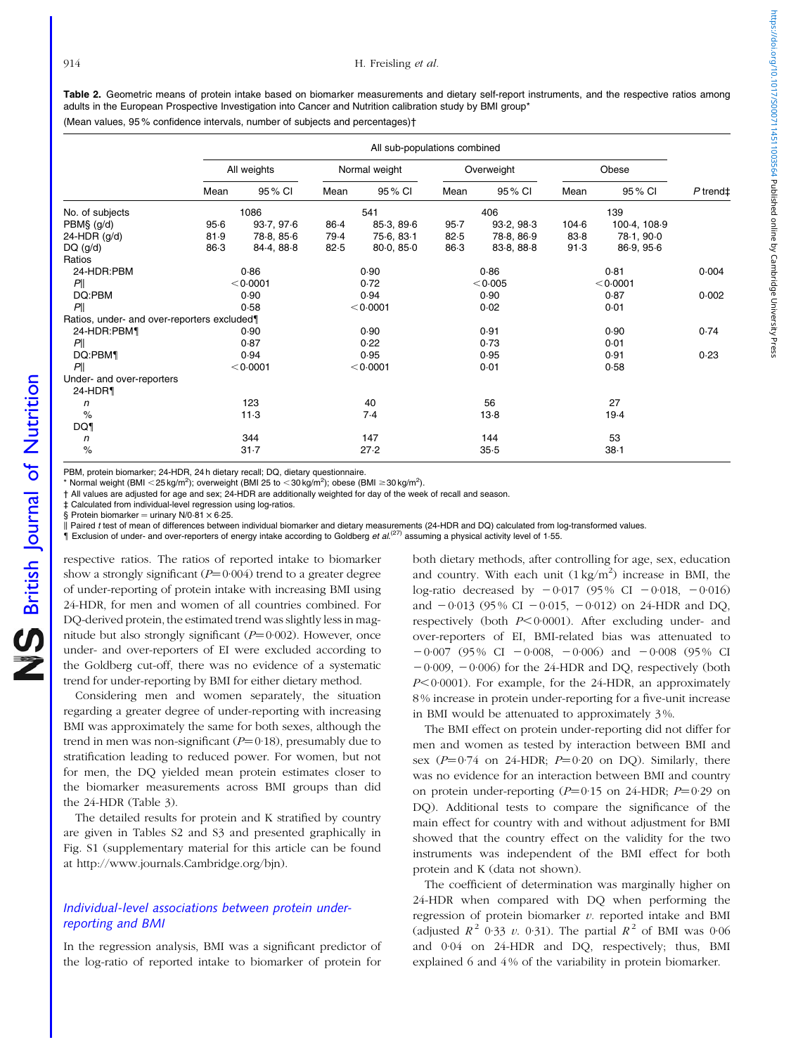**Table 2.** Geometric means of protein intake based on biomarker measurements and dietary self-report instruments, and the respective ratios among adults in the European Prospective Investigation into Cancer and Nutrition calibration study by BMI group*

(Mean values, 95 % confidence intervals, number of subjects and percentages)†

| | All sub-populations combined | | | | | | | | |
|---|---|---|---|---|---|---|---|---|---|
| | All weights | | Normal weight | | Overweight | | Obese | | |
| | Mean | 95 % CI | Mean | 95 % CI | Mean | 95 % CI | Mean | 95 % CI | *P* trend‡ |
| No. of subjects | 1086 | | 541 | | 406 | | 139 | | |
| PBM§ (g/d) | 95·6 | 93·7, 97·6 | 86·4 | 85·3, 89·6 | 95·7 | 93·2, 98·3 | 104·6 | 100·4, 108·9 | |
| 24-HDR (g/d) | 81·9 | 78·8, 85·6 | 79·4 | 75·6, 83·1 | 82·5 | 78·8, 86·9 | 83·8 | 78·1, 90·0 | |
| DQ (g/d) | 86·3 | 84·4, 88·8 | 82·5 | 80·0, 85·0 | 86·3 | 83·8, 88·8 | 91·3 | 86·9, 95·6 | |
| Ratios | | | | | | | | | |
| 24-HDR:PBM | 0·86 | | 0·90 | | 0·86 | | 0·81 | | 0·004 |
| *P*‖ | <0·0001 | | 0·72 | | <0·005 | | <0·0001 | | |
| DQ:PBM | 0·90 | | 0·94 | | 0·90 | | 0·87 | | 0·002 |
| *P*‖ | 0·58 | | <0·0001 | | 0·02 | | 0·01 | | |
| Ratios, under- and over-reporters excluded¶ | | | | | | | | | |
| 24-HDR:PBM¶ | 0·90 | | 0·90 | | 0·91 | | 0·90 | | 0·74 |
| *P*‖ | 0·87 | | 0·22 | | 0·73 | | 0·01 | | |
| DQ:PBM¶ | 0·94 | | 0·95 | | 0·95 | | 0·91 | | 0·23 |
| *P*‖ | <0·0001 | | <0·0001 | | 0·01 | | 0·58 | | |
| Under- and over-reporters | | | | | | | | | |
| 24-HDR¶ | | | | | | | | | |
| *n* | 123 | | 40 | | 56 | | 27 | | |
| % | 11·3 | | 7·4 | | 13·8 | | 19·4 | | |
| DQ¶ | | | | | | | | | |
| *n* | 344 | | 147 | | 144 | | 53 | | |
| % | 31·7 | | 27·2 | | 35·5 | | 38·1 | | |

PBM, protein biomarker; 24-HDR, 24 h dietary recall; DQ, dietary questionnaire.

\* Normal weight (BMI <25 kg/m$^2$); overweight (BMI 25 to <30 kg/m$^2$); obese (BMI ≥30 kg/m$^2$).

† All values are adjusted for age and sex; 24-HDR are additionally weighted for day of the week of recall and season.

‡ Calculated from individual-level regression using log-ratios.

§ Protein biomarker = urinary N/0·81 × 6·25.

‖ Paired *t* test of mean of differences between individual biomarker and dietary measurements (24-HDR and DQ) calculated from log-transformed values.

¶ Exclusion of under- and over-reporters of energy intake according to Goldberg *et al.*[27] assuming a physical activity level of 1·55.

respective ratios. The ratios of reported intake to biomarker show a strongly significant ($P=0·004$) trend to a greater degree of under-reporting of protein intake with increasing BMI using 24-HDR, for men and women of all countries combined. For DQ-derived protein, the estimated trend was slightly less in magnitude but also strongly significant ($P=0·002$). However, once under- and over-reporters of EI were excluded according to the Goldberg cut-off, there was no evidence of a systematic trend for under-reporting by BMI for either dietary method.

Considering men and women separately, the situation regarding a greater degree of under-reporting with increasing BMI was approximately the same for both sexes, although the trend in men was non-significant ($P=0·18$), presumably due to stratification leading to reduced power. For women, but not for men, the DQ yielded mean protein estimates closer to the biomarker measurements across BMI groups than did the 24-HDR (Table 3).

The detailed results for protein and K stratified by country are given in Tables S2 and S3 and presented graphically in Fig. S1 (supplementary material for this article can be found at http://www.journals.Cambridge.org/bjn).

### Individual-level associations between protein under-reporting and BMI

In the regression analysis, BMI was a significant predictor of the log-ratio of reported intake to biomarker of protein for both dietary methods, after controlling for age, sex, education and country. With each unit (1 kg/m$^2$) increase in BMI, the log-ratio decreased by −0·017 (95 % CI −0·018, −0·016) and −0·013 (95 % CI −0·015, −0·012) on 24-HDR and DQ, respectively (both $P<0·0001$). After excluding under- and over-reporters of EI, BMI-related bias was attenuated to −0·007 (95 % CI −0·008, −0·006) and −0·008 (95 % CI −0·009, −0·006) for the 24-HDR and DQ, respectively (both $P<0·0001$). For example, for the 24-HDR, an approximately 8 % increase in protein under-reporting for a five-unit increase in BMI would be attenuated to approximately 3 %.

The BMI effect on protein under-reporting did not differ for men and women as tested by interaction between BMI and sex ($P=0·74$ on 24-HDR; $P=0·20$ on DQ). Similarly, there was no evidence for an interaction between BMI and country on protein under-reporting ($P=0·15$ on 24-HDR; $P=0·29$ on DQ). Additional tests to compare the significance of the main effect for country with and without adjustment for BMI showed that the country effect on the validity for the two instruments was independent of the BMI effect for both protein and K (data not shown).

The coefficient of determination was marginally higher on 24-HDR when compared with DQ when performing the regression of protein biomarker *v.* reported intake and BMI (adjusted $R^2$ 0·33 *v.* 0·31). The partial $R^2$ of BMI was 0·06 and 0·04 on 24-HDR and DQ, respectively; thus, BMI explained 6 and 4 % of the variability in protein biomarker.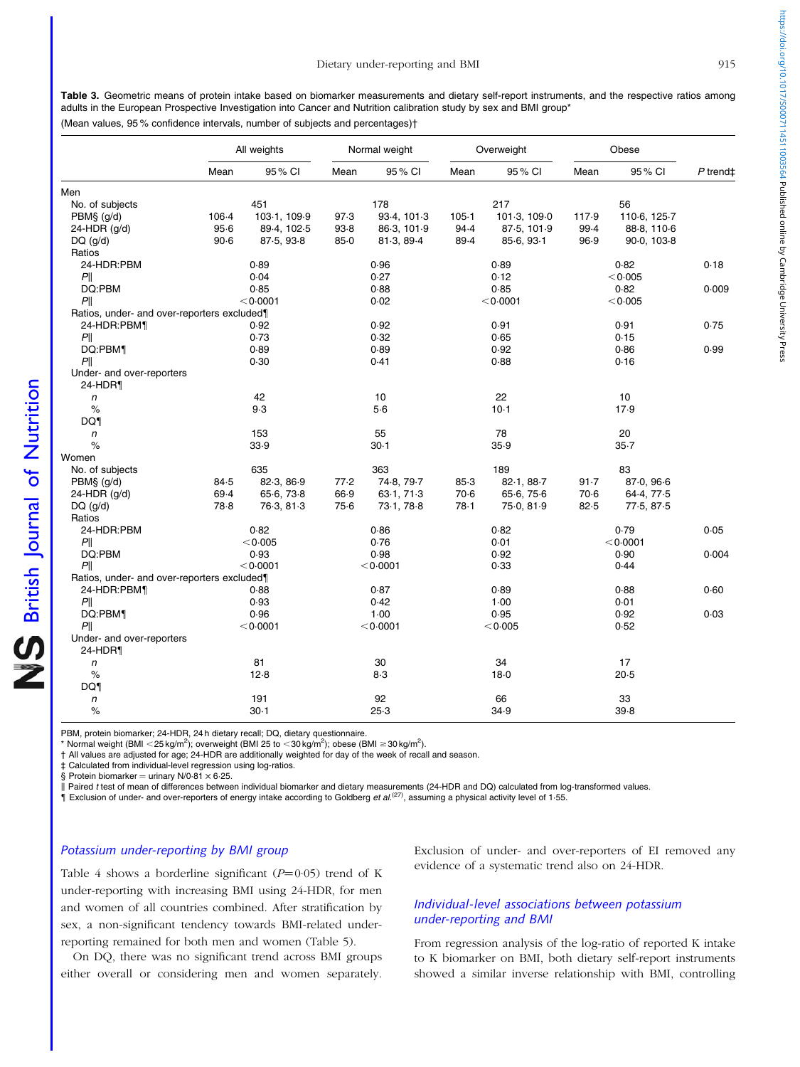**Table 3.** Geometric means of protein intake based on biomarker measurements and dietary self-report instruments, and the respective ratios among adults in the European Prospective Investigation into Cancer and Nutrition calibration study by sex and BMI group*

(Mean values, 95 % confidence intervals, number of subjects and percentages)†

| | All weights | | Normal weight | | Overweight | | Obese | | |
|---|---|---|---|---|---|---|---|---|---|
| | Mean | 95 % CI | Mean | 95 % CI | Mean | 95 % CI | Mean | 95 % CI | P trend‡ |
| **Men** | | | | | | | | | |
| No. of subjects | 451 | | 178 | | 217 | | 56 | | |
| PBM§ (g/d) | 106·4 | 103·1, 109·9 | 97·3 | 93·4, 101·3 | 105·1 | 101·3, 109·0 | 117·9 | 110·6, 125·7 | |
| 24-HDR (g/d) | 95·6 | 89·4, 102·5 | 93·8 | 86·3, 101·9 | 94·4 | 87·5, 101·9 | 99·4 | 88·8, 110·6 | |
| DQ (g/d) | 90·6 | 87·5, 93·8 | 85·0 | 81·3, 89·4 | 89·4 | 85·6, 93·1 | 96·9 | 90·0, 103·8 | |
| Ratios | | | | | | | | | |
| 24-HDR:PBM | 0·89 | | 0·96 | | 0·89 | | 0·82 | | 0·18 |
| P‖ | 0·04 | | 0·27 | | 0·12 | | <0·005 | | |
| DQ:PBM | 0·85 | | 0·88 | | 0·85 | | 0·82 | | 0·009 |
| P‖ | <0·0001 | | 0·02 | | <0·0001 | | <0·005 | | |
| Ratios, under- and over-reporters excluded¶ | | | | | | | | | |
| 24-HDR:PBM¶ | 0·92 | | 0·92 | | 0·91 | | 0·91 | | 0·75 |
| P‖ | 0·73 | | 0·32 | | 0·65 | | 0·15 | | |
| DQ:PBM¶ | 0·89 | | 0·89 | | 0·92 | | 0·86 | | 0·99 |
| P‖ | 0·30 | | 0·41 | | 0·88 | | 0·16 | | |
| Under- and over-reporters | | | | | | | | | |
| 24-HDR¶ | | | | | | | | | |
| n | 42 | | 10 | | 22 | | 10 | | |
| % | 9·3 | | 5·6 | | 10·1 | | 17·9 | | |
| DQ¶ | | | | | | | | | |
| n | 153 | | 55 | | 78 | | 20 | | |
| % | 33·9 | | 30·1 | | 35·9 | | 35·7 | | |
| **Women** | | | | | | | | | |
| No. of subjects | 635 | | 363 | | 189 | | 83 | | |
| PBM§ (g/d) | 84·5 | 82·3, 86·9 | 77·2 | 74·8, 79·7 | 85·3 | 82·1, 88·7 | 91·7 | 87·0, 96·6 | |
| 24-HDR (g/d) | 69·4 | 65·6, 73·8 | 66·9 | 63·1, 71·3 | 70·6 | 65·6, 75·6 | 70·6 | 64·4, 77·5 | |
| DQ (g/d) | 78·8 | 76·3, 81·3 | 75·6 | 73·1, 78·8 | 78·1 | 75·0, 81·9 | 82·5 | 77·5, 87·5 | |
| Ratios | | | | | | | | | |
| 24-HDR:PBM | 0·82 | | 0·86 | | 0·82 | | 0·79 | | 0·05 |
| P‖ | <0·005 | | 0·76 | | 0·01 | | <0·0001 | | |
| DQ:PBM | 0·93 | | 0·98 | | 0·92 | | 0·90 | | 0·004 |
| P‖ | <0·0001 | | <0·0001 | | 0·33 | | 0·44 | | |
| Ratios, under- and over-reporters excluded¶ | | | | | | | | | |
| 24-HDR:PBM¶ | 0·88 | | 0·87 | | 0·89 | | 0·88 | | 0·60 |
| P‖ | 0·93 | | 0·42 | | 1·00 | | 0·01 | | |
| DQ:PBM¶ | 0·96 | | 1·00 | | 0·95 | | 0·92 | | 0·03 |
| P‖ | <0·0001 | | <0·0001 | | <0·005 | | 0·52 | | |
| Under- and over-reporters | | | | | | | | | |
| 24-HDR¶ | | | | | | | | | |
| n | 81 | | 30 | | 34 | | 17 | | |
| % | 12·8 | | 8·3 | | 18·0 | | 20·5 | | |
| DQ¶ | | | | | | | | | |
| n | 191 | | 92 | | 66 | | 33 | | |
| % | 30·1 | | 25·3 | | 34·9 | | 39·8 | | |

PBM, protein biomarker; 24-HDR, 24 h dietary recall; DQ, dietary questionnaire.
\* Normal weight (BMI <25 kg/m$^2$); overweight (BMI 25 to <30 kg/m$^2$); obese (BMI ≥30 kg/m$^2$).
† All values are adjusted for age; 24-HDR are additionally weighted for day of the week of recall and season.
‡ Calculated from individual-level regression using log-ratios.
§ Protein biomarker = urinary N/0·81 × 6·25.
‖ Paired t test of mean of differences between individual biomarker and dietary measurements (24-HDR and DQ) calculated from log-transformed values.
¶ Exclusion of under- and over-reporters of energy intake according to Goldberg et al.[27], assuming a physical activity level of 1·55.

### Potassium under-reporting by BMI group

Table 4 shows a borderline significant ($P$=0·05) trend of K under-reporting with increasing BMI using 24-HDR, for men and women of all countries combined. After stratification by sex, a non-significant tendency towards BMI-related under-reporting remained for both men and women (Table 5).

On DQ, there was no significant trend across BMI groups either overall or considering men and women separately. Exclusion of under- and over-reporters of EI removed any evidence of a systematic trend also on 24-HDR.

### Individual-level associations between potassium under-reporting and BMI

From regression analysis of the log-ratio of reported K intake to K biomarker on BMI, both dietary self-report instruments showed a similar inverse relationship with BMI, controlling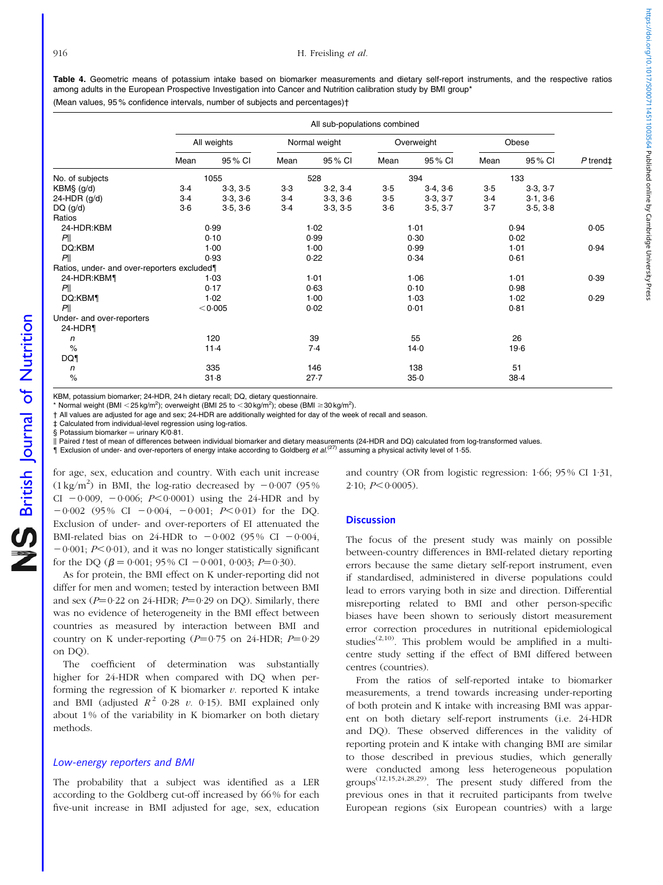**Table 4.** Geometric means of potassium intake based on biomarker measurements and dietary self-report instruments, and the respective ratios among adults in the European Prospective Investigation into Cancer and Nutrition calibration study by BMI group*

(Mean values, 95 % confidence intervals, number of subjects and percentages)†

| | All sub-populations combined | | | | | | | | |
|---|---|---|---|---|---|---|---|---|---|
| | All weights | | Normal weight | | Overweight | | Obese | | |
| | Mean | 95 % CI | Mean | 95 % CI | Mean | 95 % CI | Mean | 95 % CI | *P* trend‡ |
| No. of subjects | 1055 | | 528 | | 394 | | 133 | | |
| KBM§ (g/d) | 3·4 | 3·3, 3·5 | 3·3 | 3·2, 3·4 | 3·5 | 3·4, 3·6 | 3·5 | 3·3, 3·7 | |
| 24-HDR (g/d) | 3·4 | 3·3, 3·6 | 3·4 | 3·3, 3·6 | 3·5 | 3·3, 3·7 | 3·4 | 3·1, 3·6 | |
| DQ (g/d) | 3·6 | 3·5, 3·6 | 3·4 | 3·3, 3·5 | 3·6 | 3·5, 3·7 | 3·7 | 3·5, 3·8 | |
| Ratios | | | | | | | | | |
| 24-HDR:KBM | 0·99 | | 1·02 | | 1·01 | | 0·94 | | 0·05 |
| *P*‖ | 0·10 | | 0·99 | | 0·30 | | 0·02 | | |
| DQ:KBM | 1·00 | | 1·00 | | 0·99 | | 1·01 | | 0·94 |
| *P*‖ | 0·93 | | 0·22 | | 0·34 | | 0·61 | | |
| Ratios, under- and over-reporters excluded¶ | | | | | | | | | |
| 24-HDR:KBM¶ | 1·03 | | 1·01 | | 1·06 | | 1·01 | | 0·39 |
| *P*‖ | 0·17 | | 0·63 | | 0·10 | | 0·98 | | |
| DQ:KBM¶ | 1·02 | | 1·00 | | 1·03 | | 1·02 | | 0·29 |
| *P*‖ | <0·005 | | 0·02 | | 0·01 | | 0·81 | | |
| Under- and over-reporters | | | | | | | | | |
| 24-HDR¶ | | | | | | | | | |
| *n* | 120 | | 39 | | 55 | | 26 | | |
| % | 11·4 | | 7·4 | | 14·0 | | 19·6 | | |
| DQ¶ | | | | | | | | | |
| *n* | 335 | | 146 | | 138 | | 51 | | |
| % | 31·8 | | 27·7 | | 35·0 | | 38·4 | | |

KBM, potassium biomarker; 24-HDR, 24 h dietary recall; DQ, dietary questionnaire.
\* Normal weight (BMI <25 kg/m²); overweight (BMI 25 to <30 kg/m²); obese (BMI ≥30 kg/m²).
† All values are adjusted for age and sex; 24-HDR are additionally weighted for day of the week of recall and season.
‡ Calculated from individual-level regression using log-ratios.
§ Potassium biomarker = urinary K/0·81.
‖ Paired *t* test of mean of differences between individual biomarker and dietary measurements (24-HDR and DQ) calculated from log-transformed values.
¶ Exclusion of under- and over-reporters of energy intake according to Goldberg *et al.*[27] assuming a physical activity level of 1·55.

for age, sex, education and country. With each unit increase (1 kg/m²) in BMI, the log-ratio decreased by −0·007 (95% CI −0·009, −0·006; $P<0·0001$) using the 24-HDR and by −0·002 (95% CI −0·004, −0·001; $P<0·01$) for the DQ. Exclusion of under- and over-reporters of EI attenuated the BMI-related bias on 24-HDR to −0·002 (95% CI −0·004, −0·001; $P<0·01$), and it was no longer statistically significant for the DQ ($\beta=0·001$; 95% CI −0·001, 0·003; $P=0·30$).

As for protein, the BMI effect on K under-reporting did not differ for men and women; tested by interaction between BMI and sex ($P=0·22$ on 24-HDR; $P=0·29$ on DQ). Similarly, there was no evidence of heterogeneity in the BMI effect between countries as measured by interaction between BMI and country on K under-reporting ($P=0·75$ on 24-HDR; $P=0·29$ on DQ).

The coefficient of determination was substantially higher for 24-HDR when compared with DQ when performing the regression of K biomarker *v.* reported K intake and BMI (adjusted $R^2$ 0·28 *v.* 0·15). BMI explained only about 1% of the variability in K biomarker on both dietary methods.

### *Low-energy reporters and BMI*

The probability that a subject was identified as a LER according to the Goldberg cut-off increased by 66% for each five-unit increase in BMI adjusted for age, sex, education and country (OR from logistic regression: 1·66; 95% CI 1·31, 2·10; $P<0·0005$).

## Discussion

The focus of the present study was mainly on possible between-country differences in BMI-related dietary reporting errors because the same dietary self-report instrument, even if standardised, administered in diverse populations could lead to errors varying both in size and direction. Differential misreporting related to BMI and other person-specific biases have been shown to seriously distort measurement error correction procedures in nutritional epidemiological studies[2,10]. This problem would be amplified in a multi-centre study setting if the effect of BMI differed between centres (countries).

From the ratios of self-reported intake to biomarker measurements, a trend towards increasing under-reporting of both protein and K intake with increasing BMI was apparent on both dietary self-report instruments (i.e. 24-HDR and DQ). These observed differences in the validity of reporting protein and K intake with changing BMI are similar to those described in previous studies, which generally were conducted among less heterogeneous population groups[12,15,24,28,29]. The present study differed from the previous ones in that it recruited participants from twelve European regions (six European countries) with a large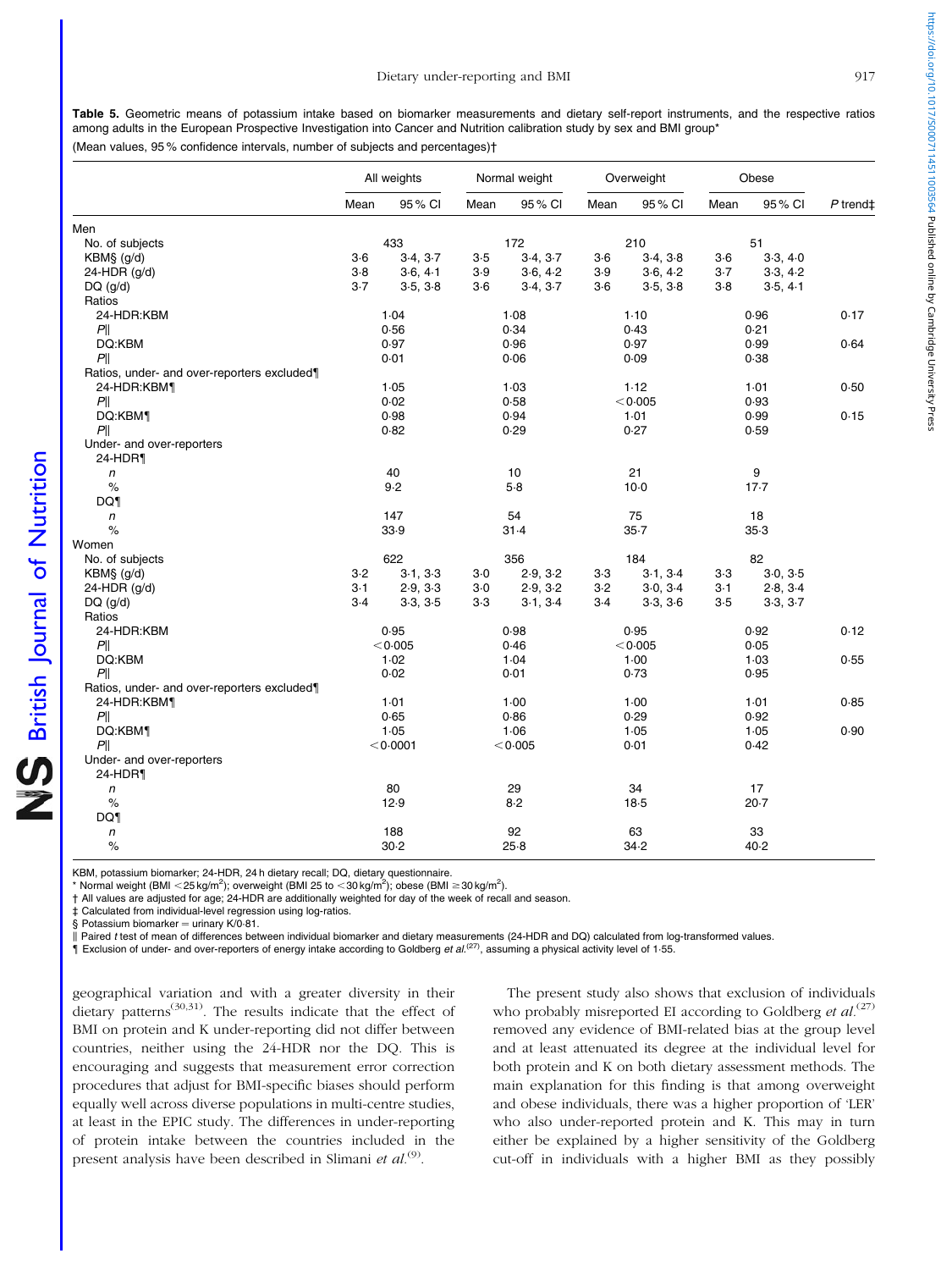**Table 5.** Geometric means of potassium intake based on biomarker measurements and dietary self-report instruments, and the respective ratios among adults in the European Prospective Investigation into Cancer and Nutrition calibration study by sex and BMI group*

(Mean values, 95 % confidence intervals, number of subjects and percentages)†

| | All weights | | Normal weight | | Overweight | | Obese | | |
|---|---|---|---|---|---|---|---|---|---|
| | Mean | 95 % CI | Mean | 95 % CI | Mean | 95 % CI | Mean | 95 % CI | *P* trend‡ |
| Men | | | | | | | | | |
| No. of subjects | 433 | | 172 | | 210 | | 51 | | |
| KBM§ (g/d) | 3·6 | 3·4, 3·7 | 3·5 | 3·4, 3·7 | 3·6 | 3·4, 3·8 | 3·6 | 3·3, 4·0 | |
| 24-HDR (g/d) | 3·8 | 3·6, 4·1 | 3·9 | 3·6, 4·2 | 3·9 | 3·6, 4·2 | 3·7 | 3·3, 4·2 | |
| DQ (g/d) | 3·7 | 3·5, 3·8 | 3·6 | 3·4, 3·7 | 3·6 | 3·5, 3·8 | 3·8 | 3·5, 4·1 | |
| Ratios | | | | | | | | | |
| 24-HDR:KBM | 1·04 | | 1·08 | | 1·10 | | 0·96 | | 0·17 |
| *P*‖ | 0·56 | | 0·34 | | 0·43 | | 0·21 | | |
| DQ:KBM | 0·97 | | 0·96 | | 0·97 | | 0·99 | | 0·64 |
| *P*‖ | 0·01 | | 0·06 | | 0·09 | | 0·38 | | |
| Ratios, under- and over-reporters excluded¶ | | | | | | | | | |
| 24-HDR:KBM¶ | 1·05 | | 1·03 | | 1·12 | | 1·01 | | 0·50 |
| *P*‖ | 0·02 | | 0·58 | | <0·005 | | 0·93 | | |
| DQ:KBM¶ | 0·98 | | 0·94 | | 1·01 | | 0·99 | | 0·15 |
| *P*‖ | 0·82 | | 0·29 | | 0·27 | | 0·59 | | |
| Under- and over-reporters | | | | | | | | | |
| 24-HDR¶ | | | | | | | | | |
| *n* | 40 | | 10 | | 21 | | 9 | | |
| % | 9·2 | | 5·8 | | 10·0 | | 17·7 | | |
| DQ¶ | | | | | | | | | |
| *n* | 147 | | 54 | | 75 | | 18 | | |
| % | 33·9 | | 31·4 | | 35·7 | | 35·3 | | |
| Women | | | | | | | | | |
| No. of subjects | 622 | | 356 | | 184 | | 82 | | |
| KBM§ (g/d) | 3·2 | 3·1, 3·3 | 3·0 | 2·9, 3·2 | 3·3 | 3·1, 3·4 | 3·3 | 3·0, 3·5 | |
| 24-HDR (g/d) | 3·1 | 2·9, 3·3 | 3·0 | 2·9, 3·2 | 3·2 | 3·0, 3·4 | 3·1 | 2·8, 3·4 | |
| DQ (g/d) | 3·4 | 3·3, 3·5 | 3·3 | 3·1, 3·4 | 3·4 | 3·3, 3·6 | 3·5 | 3·3, 3·7 | |
| Ratios | | | | | | | | | |
| 24-HDR:KBM | 0·95 | | 0·98 | | 0·95 | | 0·92 | | 0·12 |
| *P*‖ | <0·005 | | 0·46 | | <0·005 | | 0·05 | | |
| DQ:KBM | 1·02 | | 1·04 | | 1·00 | | 1·03 | | 0·55 |
| *P*‖ | 0·02 | | 0·01 | | 0·73 | | 0·95 | | |
| Ratios, under- and over-reporters excluded¶ | | | | | | | | | |
| 24-HDR:KBM¶ | 1·01 | | 1·00 | | 1·00 | | 1·01 | | 0·85 |
| *P*‖ | 0·65 | | 0·86 | | 0·29 | | 0·92 | | |
| DQ:KBM¶ | 1·05 | | 1·06 | | 1·05 | | 1·05 | | 0·90 |
| *P*‖ | <0·0001 | | <0·005 | | 0·01 | | 0·42 | | |
| Under- and over-reporters | | | | | | | | | |
| 24-HDR¶ | | | | | | | | | |
| *n* | 80 | | 29 | | 34 | | 17 | | |
| % | 12·9 | | 8·2 | | 18·5 | | 20·7 | | |
| DQ¶ | | | | | | | | | |
| *n* | 188 | | 92 | | 63 | | 33 | | |
| % | 30·2 | | 25·8 | | 34·2 | | 40·2 | | |

KBM, potassium biomarker; 24-HDR, 24 h dietary recall; DQ, dietary questionnaire.
\* Normal weight (BMI <25 kg/m²); overweight (BMI 25 to <30 kg/m²); obese (BMI ≥30 kg/m²).
† All values are adjusted for age; 24-HDR are additionally weighted for day of the week of recall and season.
‡ Calculated from individual-level regression using log-ratios.
§ Potassium biomarker = urinary K/0·81.
‖ Paired *t* test of mean of differences between individual biomarker and dietary measurements (24-HDR and DQ) calculated from log-transformed values.
¶ Exclusion of under- and over-reporters of energy intake according to Goldberg *et al.*[27], assuming a physical activity level of 1·55.

geographical variation and with a greater diversity in their dietary patterns[30,31]. The results indicate that the effect of BMI on protein and K under-reporting did not differ between countries, neither using the 24-HDR nor the DQ. This is encouraging and suggests that measurement error correction procedures that adjust for BMI-specific biases should perform equally well across diverse populations in multi-centre studies, at least in the EPIC study. The differences in under-reporting of protein intake between the countries included in the present analysis have been described in Slimani *et al.*[9].

The present study also shows that exclusion of individuals who probably misreported EI according to Goldberg *et al.*[27] removed any evidence of BMI-related bias at the group level and at least attenuated its degree at the individual level for both protein and K on both dietary assessment methods. The main explanation for this finding is that among overweight and obese individuals, there was a higher proportion of 'LER' who also under-reported protein and K. This may in turn either be explained by a higher sensitivity of the Goldberg cut-off in individuals with a higher BMI as they possibly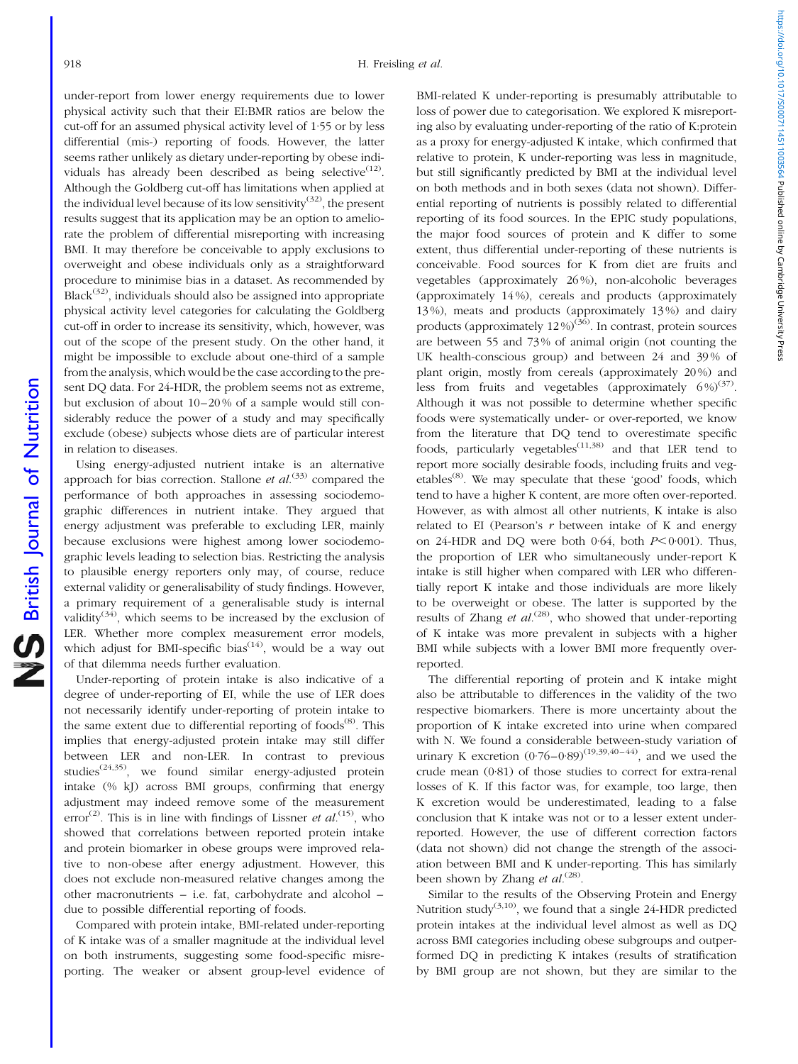under-report from lower energy requirements due to lower physical activity such that their EI:BMR ratios are below the cut-off for an assumed physical activity level of 1·55 or by less differential (mis-) reporting of foods. However, the latter seems rather unlikely as dietary under-reporting by obese individuals has already been described as being selective[12]. Although the Goldberg cut-off has limitations when applied at the individual level because of its low sensitivity[32], the present results suggest that its application may be an option to ameliorate the problem of differential misreporting with increasing BMI. It may therefore be conceivable to apply exclusions to overweight and obese individuals only as a straightforward procedure to minimise bias in a dataset. As recommended by Black[32], individuals should also be assigned into appropriate physical activity level categories for calculating the Goldberg cut-off in order to increase its sensitivity, which, however, was out of the scope of the present study. On the other hand, it might be impossible to exclude about one-third of a sample from the analysis, which would be the case according to the present DQ data. For 24-HDR, the problem seems not as extreme, but exclusion of about 10–20 % of a sample would still considerably reduce the power of a study and may specifically exclude (obese) subjects whose diets are of particular interest in relation to diseases.

Using energy-adjusted nutrient intake is an alternative approach for bias correction. Stallone *et al.*[33] compared the performance of both approaches in assessing sociodemographic differences in nutrient intake. They argued that energy adjustment was preferable to excluding LER, mainly because exclusions were highest among lower sociodemographic levels leading to selection bias. Restricting the analysis to plausible energy reporters only may, of course, reduce external validity or generalisability of study findings. However, a primary requirement of a generalisable study is internal validity[34], which seems to be increased by the exclusion of LER. Whether more complex measurement error models, which adjust for BMI-specific bias[14], would be a way out of that dilemma needs further evaluation.

Under-reporting of protein intake is also indicative of a degree of under-reporting of EI, while the use of LER does not necessarily identify under-reporting of protein intake to the same extent due to differential reporting of foods[8]. This implies that energy-adjusted protein intake may still differ between LER and non-LER. In contrast to previous studies[24,35], we found similar energy-adjusted protein intake (% kJ) across BMI groups, confirming that energy adjustment may indeed remove some of the measurement error[2]. This is in line with findings of Lissner *et al.*[15], who showed that correlations between reported protein intake and protein biomarker in obese groups were improved relative to non-obese after energy adjustment. However, this does not exclude non-measured relative changes among the other macronutrients – i.e. fat, carbohydrate and alcohol – due to possible differential reporting of foods.

Compared with protein intake, BMI-related under-reporting of K intake was of a smaller magnitude at the individual level on both instruments, suggesting some food-specific misreporting. The weaker or absent group-level evidence of BMI-related K under-reporting is presumably attributable to loss of power due to categorisation. We explored K misreporting also by evaluating under-reporting of the ratio of K:protein as a proxy for energy-adjusted K intake, which confirmed that relative to protein, K under-reporting was less in magnitude, but still significantly predicted by BMI at the individual level on both methods and in both sexes (data not shown). Differential reporting of nutrients is possibly related to differential reporting of its food sources. In the EPIC study populations, the major food sources of protein and K differ to some extent, thus differential under-reporting of these nutrients is conceivable. Food sources for K from diet are fruits and vegetables (approximately 26 %), non-alcoholic beverages (approximately 14 %), cereals and products (approximately 13 %), meats and products (approximately 13 %) and dairy products (approximately 12 %)[36]. In contrast, protein sources are between 55 and 73 % of animal origin (not counting the UK health-conscious group) and between 24 and 39 % of plant origin, mostly from cereals (approximately 20 %) and less from fruits and vegetables (approximately 6 %)[37]. Although it was not possible to determine whether specific foods were systematically under- or over-reported, we know from the literature that DQ tend to overestimate specific foods, particularly vegetables[11,38] and that LER tend to report more socially desirable foods, including fruits and vegetables[8]. We may speculate that these 'good' foods, which tend to have a higher K content, are more often over-reported. However, as with almost all other nutrients, K intake is also related to EI (Pearson's $r$ between intake of K and energy on 24-HDR and DQ were both 0·64, both $P<0·001$). Thus, the proportion of LER who simultaneously under-report K intake is still higher when compared with LER who differentially report K intake and those individuals are more likely to be overweight or obese. The latter is supported by the results of Zhang *et al.*[28], who showed that under-reporting of K intake was more prevalent in subjects with a higher BMI while subjects with a lower BMI more frequently over-reported.

The differential reporting of protein and K intake might also be attributable to differences in the validity of the two respective biomarkers. There is more uncertainty about the proportion of K intake excreted into urine when compared with N. We found a considerable between-study variation of urinary K excretion (0·76–0·89)[19,39,40–44], and we used the crude mean (0·81) of those studies to correct for extra-renal losses of K. If this factor was, for example, too large, then K excretion would be underestimated, leading to a false conclusion that K intake was not or to a lesser extent under-reported. However, the use of different correction factors (data not shown) did not change the strength of the association between BMI and K under-reporting. This has similarly been shown by Zhang *et al.*[28].

Similar to the results of the Observing Protein and Energy Nutrition study[3,10], we found that a single 24-HDR predicted protein intakes at the individual level almost as well as DQ across BMI categories including obese subgroups and outperformed DQ in predicting K intakes (results of stratification by BMI group are not shown, but they are similar to the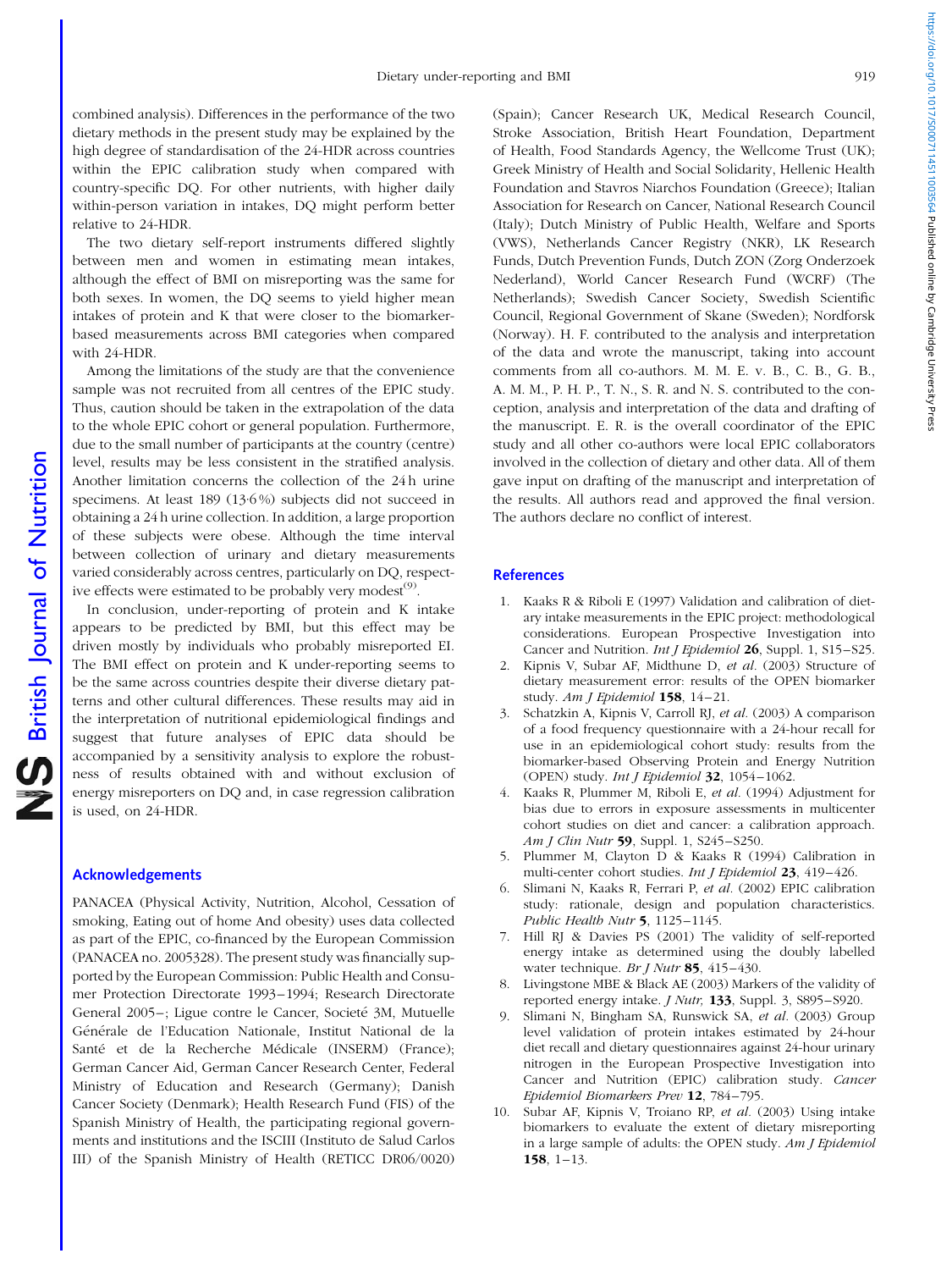combined analysis). Differences in the performance of the two dietary methods in the present study may be explained by the high degree of standardisation of the 24-HDR across countries within the EPIC calibration study when compared with country-specific DQ. For other nutrients, with higher daily within-person variation in intakes, DQ might perform better relative to 24-HDR.

The two dietary self-report instruments differed slightly between men and women in estimating mean intakes, although the effect of BMI on misreporting was the same for both sexes. In women, the DQ seems to yield higher mean intakes of protein and K that were closer to the biomarker-based measurements across BMI categories when compared with 24-HDR.

Among the limitations of the study are that the convenience sample was not recruited from all centres of the EPIC study. Thus, caution should be taken in the extrapolation of the data to the whole EPIC cohort or general population. Furthermore, due to the small number of participants at the country (centre) level, results may be less consistent in the stratified analysis. Another limitation concerns the collection of the 24 h urine specimens. At least 189 (13·6 %) subjects did not succeed in obtaining a 24 h urine collection. In addition, a large proportion of these subjects were obese. Although the time interval between collection of urinary and dietary measurements varied considerably across centres, particularly on DQ, respective effects were estimated to be probably very modest[9].

In conclusion, under-reporting of protein and K intake appears to be predicted by BMI, but this effect may be driven mostly by individuals who probably misreported EI. The BMI effect on protein and K under-reporting seems to be the same across countries despite their diverse dietary patterns and other cultural differences. These results may aid in the interpretation of nutritional epidemiological findings and suggest that future analyses of EPIC data should be accompanied by a sensitivity analysis to explore the robustness of results obtained with and without exclusion of energy misreporters on DQ and, in case regression calibration is used, on 24-HDR.

## Acknowledgements

PANACEA (Physical Activity, Nutrition, Alcohol, Cessation of smoking, Eating out of home And obesity) uses data collected as part of the EPIC, co-financed by the European Commission (PANACEA no. 2005328). The present study was financially supported by the European Commission: Public Health and Consumer Protection Directorate 1993–1994; Research Directorate General 2005–; Ligue contre le Cancer, Societé 3M, Mutuelle Générale de l'Education Nationale, Institut National de la Santé et de la Recherche Médicale (INSERM) (France); German Cancer Aid, German Cancer Research Center, Federal Ministry of Education and Research (Germany); Danish Cancer Society (Denmark); Health Research Fund (FIS) of the Spanish Ministry of Health, the participating regional governments and institutions and the ISCIII (Instituto de Salud Carlos III) of the Spanish Ministry of Health (RETICC DR06/0020) (Spain); Cancer Research UK, Medical Research Council, Stroke Association, British Heart Foundation, Department of Health, Food Standards Agency, the Wellcome Trust (UK); Greek Ministry of Health and Social Solidarity, Hellenic Health Foundation and Stavros Niarchos Foundation (Greece); Italian Association for Research on Cancer, National Research Council (Italy); Dutch Ministry of Public Health, Welfare and Sports (VWS), Netherlands Cancer Registry (NKR), LK Research Funds, Dutch Prevention Funds, Dutch ZON (Zorg Onderzoek Nederland), World Cancer Research Fund (WCRF) (The Netherlands); Swedish Cancer Society, Swedish Scientific Council, Regional Government of Skane (Sweden); Nordforsk (Norway). H. F. contributed to the analysis and interpretation of the data and wrote the manuscript, taking into account comments from all co-authors. M. M. E. v. B., C. B., G. B., A. M. M., P. H. P., T. N., S. R. and N. S. contributed to the conception, analysis and interpretation of the data and drafting of the manuscript. E. R. is the overall coordinator of the EPIC study and all other co-authors were local EPIC collaborators involved in the collection of dietary and other data. All of them gave input on drafting of the manuscript and interpretation of the results. All authors read and approved the final version. The authors declare no conflict of interest.

## References

1. Kaaks R & Riboli E (1997) Validation and calibration of dietary intake measurements in the EPIC project: methodological considerations. European Prospective Investigation into Cancer and Nutrition. *Int J Epidemiol* **26**, Suppl. 1, S15–S25.
2. Kipnis V, Subar AF, Midthune D, *et al.* (2003) Structure of dietary measurement error: results of the OPEN biomarker study. *Am J Epidemiol* **158**, 14–21.
3. Schatzkin A, Kipnis V, Carroll RJ, *et al.* (2003) A comparison of a food frequency questionnaire with a 24-hour recall for use in an epidemiological cohort study: results from the biomarker-based Observing Protein and Energy Nutrition (OPEN) study. *Int J Epidemiol* **32**, 1054–1062.
4. Kaaks R, Plummer M, Riboli E, *et al.* (1994) Adjustment for bias due to errors in exposure assessments in multicenter cohort studies on diet and cancer: a calibration approach. *Am J Clin Nutr* **59**, Suppl. 1, S245–S250.
5. Plummer M, Clayton D & Kaaks R (1994) Calibration in multi-center cohort studies. *Int J Epidemiol* **23**, 419–426.
6. Slimani N, Kaaks R, Ferrari P, *et al.* (2002) EPIC calibration study: rationale, design and population characteristics. *Public Health Nutr* **5**, 1125–1145.
7. Hill RJ & Davies PS (2001) The validity of self-reported energy intake as determined using the doubly labelled water technique. *Br J Nutr* **85**, 415–430.
8. Livingstone MBE & Black AE (2003) Markers of the validity of reported energy intake. *J Nutr,* **133**, Suppl. 3, S895–S920.
9. Slimani N, Bingham SA, Runswick SA, *et al.* (2003) Group level validation of protein intakes estimated by 24-hour diet recall and dietary questionnaires against 24-hour urinary nitrogen in the European Prospective Investigation into Cancer and Nutrition (EPIC) calibration study. *Cancer Epidemiol Biomarkers Prev* **12**, 784–795.
10. Subar AF, Kipnis V, Troiano RP, *et al.* (2003) Using intake biomarkers to evaluate the extent of dietary misreporting in a large sample of adults: the OPEN study. *Am J Epidemiol* **158**, 1–13.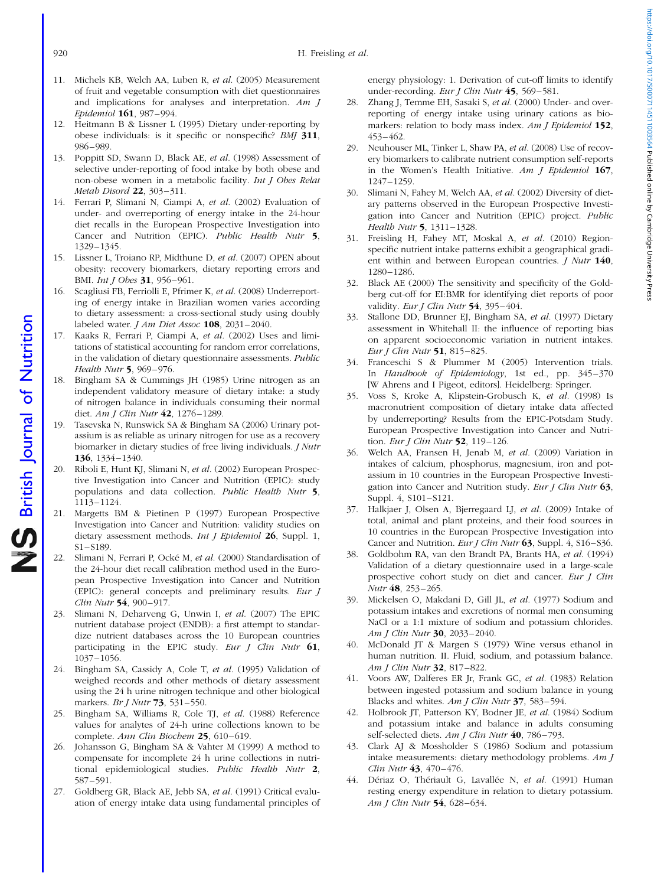11. Michels KB, Welch AA, Luben R, *et al.* (2005) Measurement of fruit and vegetable consumption with diet questionnaires and implications for analyses and interpretation. *Am J Epidemiol* **161**, 987–994.
12. Heitmann B & Lissner L (1995) Dietary under-reporting by obese individuals: is it specific or nonspecific? *BMJ* **311**, 986–989.
13. Poppitt SD, Swann D, Black AE, *et al.* (1998) Assessment of selective under-reporting of food intake by both obese and non-obese women in a metabolic facility. *Int J Obes Relat Metab Disord* **22**, 303–311.
14. Ferrari P, Slimani N, Ciampi A, *et al.* (2002) Evaluation of under- and overreporting of energy intake in the 24-hour diet recalls in the European Prospective Investigation into Cancer and Nutrition (EPIC). *Public Health Nutr* **5**, 1329–1345.
15. Lissner L, Troiano RP, Midthune D, *et al.* (2007) OPEN about obesity: recovery biomarkers, dietary reporting errors and BMI. *Int J Obes* **31**, 956–961.
16. Scagliusi FB, Ferriolli E, Pfrimer K, *et al.* (2008) Underreporting of energy intake in Brazilian women varies according to dietary assessment: a cross-sectional study using doubly labeled water. *J Am Diet Assoc* **108**, 2031–2040.
17. Kaaks R, Ferrari P, Ciampi A, *et al.* (2002) Uses and limitations of statistical accounting for random error correlations, in the validation of dietary questionnaire assessments. *Public Health Nutr* **5**, 969–976.
18. Bingham SA & Cummings JH (1985) Urine nitrogen as an independent validatory measure of dietary intake: a study of nitrogen balance in individuals consuming their normal diet. *Am J Clin Nutr* **42**, 1276–1289.
19. Tasevska N, Runswick SA & Bingham SA (2006) Urinary potassium is as reliable as urinary nitrogen for use as a recovery biomarker in dietary studies of free living individuals. *J Nutr* **136**, 1334–1340.
20. Riboli E, Hunt KJ, Slimani N, *et al.* (2002) European Prospective Investigation into Cancer and Nutrition (EPIC): study populations and data collection. *Public Health Nutr* **5**, 1113–1124.
21. Margetts BM & Pietinen P (1997) European Prospective Investigation into Cancer and Nutrition: validity studies on dietary assessment methods. *Int J Epidemiol* **26**, Suppl. 1, S1–S189.
22. Slimani N, Ferrari P, Ocké M, *et al.* (2000) Standardisation of the 24-hour diet recall calibration method used in the European Prospective Investigation into Cancer and Nutrition (EPIC): general concepts and preliminary results. *Eur J Clin Nutr* **54**, 900–917.
23. Slimani N, Deharveng G, Unwin I, *et al.* (2007) The EPIC nutrient database project (ENDB): a first attempt to standardize nutrient databases across the 10 European countries participating in the EPIC study. *Eur J Clin Nutr* **61**, 1037–1056.
24. Bingham SA, Cassidy A, Cole T, *et al.* (1995) Validation of weighed records and other methods of dietary assessment using the 24 h urine nitrogen technique and other biological markers. *Br J Nutr* **73**, 531–550.
25. Bingham SA, Williams R, Cole TJ, *et al.* (1988) Reference values for analytes of 24-h urine collections known to be complete. *Ann Clin Biochem* **25**, 610–619.
26. Johansson G, Bingham SA & Vahter M (1999) A method to compensate for incomplete 24 h urine collections in nutritional epidemiological studies. *Public Health Nutr* **2**, 587–591.
27. Goldberg GR, Black AE, Jebb SA, *et al.* (1991) Critical evaluation of energy intake data using fundamental principles of energy physiology: 1. Derivation of cut-off limits to identify under-recording. *Eur J Clin Nutr* **45**, 569–581.
28. Zhang J, Temme EH, Sasaki S, *et al.* (2000) Under- and overreporting of energy intake using urinary cations as biomarkers: relation to body mass index. *Am J Epidemiol* **152**, 453–462.
29. Neuhouser ML, Tinker L, Shaw PA, *et al.* (2008) Use of recovery biomarkers to calibrate nutrient consumption self-reports in the Women's Health Initiative. *Am J Epidemiol* **167**, 1247–1259.
30. Slimani N, Fahey M, Welch AA, *et al.* (2002) Diversity of dietary patterns observed in the European Prospective Investigation into Cancer and Nutrition (EPIC) project. *Public Health Nutr* **5**, 1311–1328.
31. Freisling H, Fahey MT, Moskal A, *et al.* (2010) Region-specific nutrient intake patterns exhibit a geographical gradient within and between European countries. *J Nutr* **140**, 1280–1286.
32. Black AE (2000) The sensitivity and specificity of the Goldberg cut-off for EI:BMR for identifying diet reports of poor validity. *Eur J Clin Nutr* **54**, 395–404.
33. Stallone DD, Brunner EJ, Bingham SA, *et al.* (1997) Dietary assessment in Whitehall II: the influence of reporting bias on apparent socioeconomic variation in nutrient intakes. *Eur J Clin Nutr* **51**, 815–825.
34. Franceschi S & Plummer M (2005) Intervention trials. In *Handbook of Epidemiology*, 1st ed., pp. 345–370 [W Ahrens and I Pigeot, editors]. Heidelberg: Springer.
35. Voss S, Kroke A, Klipstein-Grobusch K, *et al.* (1998) Is macronutrient composition of dietary intake data affected by underreporting? Results from the EPIC-Potsdam Study. European Prospective Investigation into Cancer and Nutrition. *Eur J Clin Nutr* **52**, 119–126.
36. Welch AA, Fransen H, Jenab M, *et al.* (2009) Variation in intakes of calcium, phosphorus, magnesium, iron and potassium in 10 countries in the European Prospective Investigation into Cancer and Nutrition study. *Eur J Clin Nutr* **63**, Suppl. 4, S101–S121.
37. Halkjaer J, Olsen A, Bjerregaard LJ, *et al.* (2009) Intake of total, animal and plant proteins, and their food sources in 10 countries in the European Prospective Investigation into Cancer and Nutrition. *Eur J Clin Nutr* **63**, Suppl. 4, S16–S36.
38. Goldbohm RA, van den Brandt PA, Brants HA, *et al.* (1994) Validation of a dietary questionnaire used in a large-scale prospective cohort study on diet and cancer. *Eur J Clin Nutr* **48**, 253–265.
39. Mickelsen O, Makdani D, Gill JL, *et al.* (1977) Sodium and potassium intakes and excretions of normal men consuming NaCl or a 1:1 mixture of sodium and potassium chlorides. *Am J Clin Nutr* **30**, 2033–2040.
40. McDonald JT & Margen S (1979) Wine versus ethanol in human nutrition. II. Fluid, sodium, and potassium balance. *Am J Clin Nutr* **32**, 817–822.
41. Voors AW, Dalferes ER Jr, Frank GC, *et al.* (1983) Relation between ingested potassium and sodium balance in young Blacks and whites. *Am J Clin Nutr* **37**, 583–594.
42. Holbrook JT, Patterson KY, Bodner JE, *et al.* (1984) Sodium and potassium intake and balance in adults consuming self-selected diets. *Am J Clin Nutr* **40**, 786–793.
43. Clark AJ & Mossholder S (1986) Sodium and potassium intake measurements: dietary methodology problems. *Am J Clin Nutr* **43**, 470–476.
44. Dériaz O, Thériault G, Lavallée N, *et al.* (1991) Human resting energy expenditure in relation to dietary potassium. *Am J Clin Nutr* **54**, 628–634.